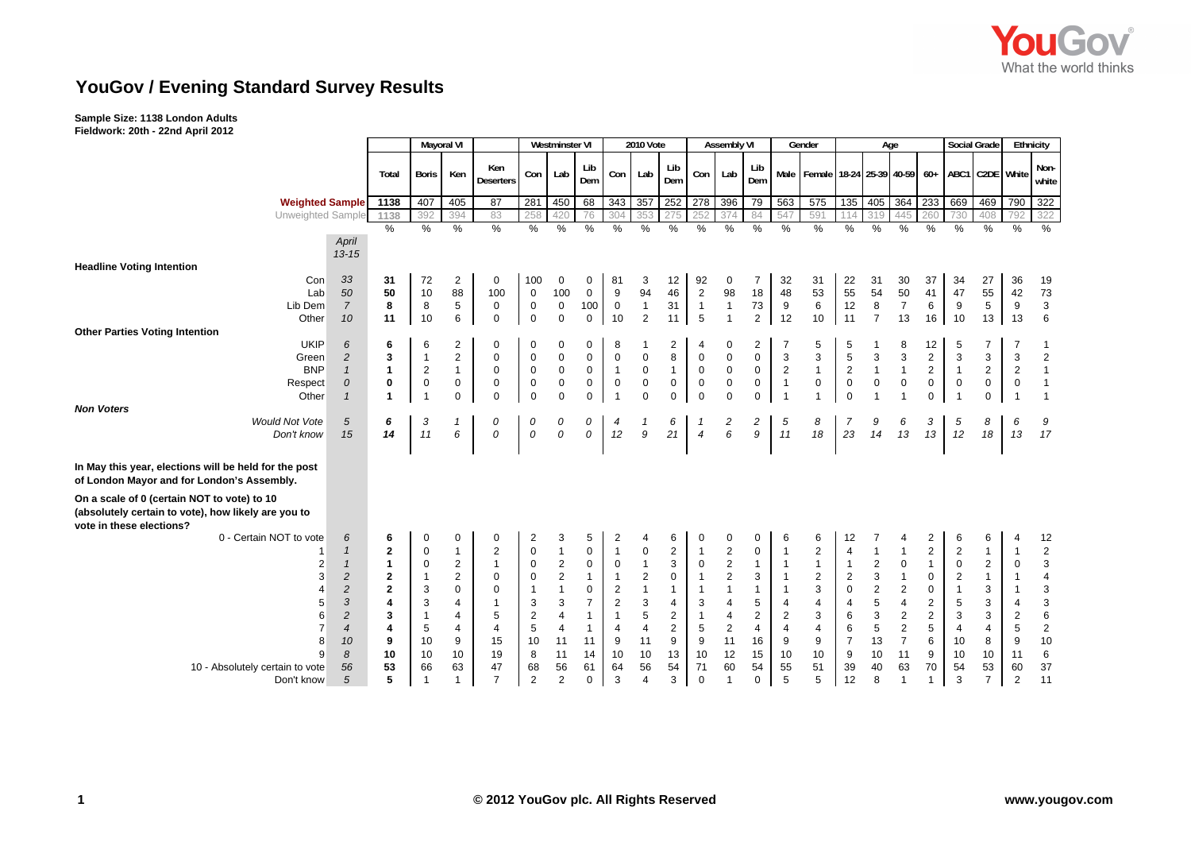# YouGov / Evening Standard Survey Results

**Sample Size: 1138 London Adults**
**Fieldwork: 20th - 22nd April 2012**

| | April 13-15 | Total | Mayoral VI | | | Westminster VI | | | 2010 Vote | | | Assembly VI | | | Gender | | Age | | | | Social Grade | | Ethnicity | |
|---|---|---|---|---|---|---|---|---|---|---|---|---|---|---|---|---|---|---|---|---|---|---|---|---|
| | | | Boris | Ken | Ken Deserters | Con | Lab | Lib Dem | Con | Lab | Lib Dem | Con | Lab | Lib Dem | Male | Female | 18-24 | 25-39 | 40-59 | 60+ | ABC1 | C2DE | White | Non-white |
| **Weighted Sample** | | 1138 | 407 | 405 | 87 | 281 | 450 | 68 | 343 | 357 | 252 | 278 | 396 | 79 | 563 | 575 | 135 | 405 | 364 | 233 | 669 | 469 | 790 | 322 |
| Unweighted Sample | | 1138 | 392 | 394 | 83 | 258 | 420 | 76 | 304 | 353 | 275 | 252 | 374 | 84 | 547 | 591 | 114 | 319 | 445 | 260 | 730 | 408 | 792 | 322 |
| | | % | % | % | % | % | % | % | % | % | % | % | % | % | % | % | % | % | % | % | % | % | % | % |
| **Headline Voting Intention** | | | | | | | | | | | | | | | | | | | | | | | | |
| Con | 33 | 31 | 72 | 2 | 0 | 100 | 0 | 0 | 81 | 3 | 12 | 92 | 0 | 7 | 32 | 31 | 22 | 31 | 30 | 37 | 34 | 27 | 36 | 19 |
| Lab | 50 | 50 | 10 | 88 | 100 | 0 | 100 | 0 | 9 | 94 | 46 | 2 | 98 | 18 | 48 | 53 | 55 | 54 | 50 | 41 | 47 | 55 | 42 | 73 |
| Lib Dem | 7 | 8 | 8 | 5 | 0 | 0 | 0 | 100 | 0 | 1 | 31 | 1 | 1 | 73 | 9 | 6 | 12 | 8 | 7 | 6 | 9 | 5 | 9 | 3 |
| Other | 10 | 11 | 10 | 6 | 0 | 0 | 0 | 0 | 10 | 2 | 11 | 5 | 1 | 2 | 12 | 10 | 11 | 7 | 13 | 16 | 10 | 13 | 13 | 6 |
| **Other Parties Voting Intention** | | | | | | | | | | | | | | | | | | | | | | | | |
| UKIP | 6 | 6 | 6 | 2 | 0 | 0 | 0 | 0 | 8 | 1 | 2 | 4 | 0 | 2 | 7 | 5 | 5 | 1 | 8 | 12 | 5 | 7 | 7 | 1 |
| Green | 2 | 3 | 1 | 2 | 0 | 0 | 0 | 0 | 0 | 0 | 8 | 0 | 0 | 0 | 3 | 3 | 5 | 3 | 3 | 2 | 3 | 3 | 3 | 2 |
| BNP | 1 | 1 | 2 | 1 | 0 | 0 | 0 | 0 | 1 | 0 | 1 | 0 | 0 | 0 | 2 | 1 | 2 | 1 | 1 | 2 | 1 | 2 | 2 | 1 |
| Respect | 0 | 0 | 0 | 0 | 0 | 0 | 0 | 0 | 0 | 0 | 0 | 0 | 0 | 0 | 1 | 0 | 0 | 0 | 0 | 0 | 0 | 0 | 0 | 1 |
| Other | 1 | 1 | 1 | 0 | 0 | 0 | 0 | 0 | 1 | 0 | 0 | 0 | 0 | 0 | 1 | 1 | 0 | 1 | 1 | 0 | 1 | 0 | 1 | 1 |
| ***Non Voters*** | | | | | | | | | | | | | | | | | | | | | | | | |
| *Would Not Vote* | *5* | *6* | *3* | *1* | *0* | *0* | *0* | *0* | *4* | *1* | *6* | *1* | *2* | *2* | *5* | *8* | *7* | *9* | *6* | *3* | *5* | *8* | *6* | *9* |
| *Don't know* | *15* | *14* | *11* | *6* | *0* | *0* | *0* | *0* | *12* | *9* | *21* | *4* | *6* | *9* | *11* | *18* | *23* | *14* | *13* | *13* | *12* | *18* | *13* | *17* |
| **In May this year, elections will be held for the post of London Mayor and for London's Assembly. On a scale of 0 (certain NOT to vote) to 10 (absolutely certain to vote), how likely are you to vote in these elections?** | | | | | | | | | | | | | | | | | | | | | | | | |
| 0 - Certain NOT to vote | 6 | 6 | 0 | 0 | 0 | 2 | 3 | 5 | 2 | 4 | 6 | 0 | 0 | 0 | 6 | 6 | 12 | 7 | 4 | 2 | 6 | 6 | 4 | 12 |
| 1 | 1 | 2 | 0 | 1 | 2 | 0 | 1 | 0 | 1 | 0 | 2 | 1 | 2 | 0 | 1 | 2 | 4 | 1 | 1 | 2 | 2 | 1 | 1 | 2 |
| 2 | 1 | 1 | 0 | 2 | 1 | 0 | 2 | 0 | 0 | 1 | 3 | 0 | 2 | 1 | 1 | 1 | 1 | 2 | 0 | 1 | 0 | 2 | 0 | 3 |
| 3 | 2 | 2 | 1 | 2 | 0 | 0 | 2 | 1 | 1 | 2 | 0 | 1 | 2 | 3 | 1 | 2 | 2 | 3 | 1 | 0 | 2 | 1 | 1 | 4 |
| 4 | 2 | 2 | 3 | 0 | 0 | 1 | 1 | 0 | 2 | 1 | 1 | 1 | 1 | 1 | 1 | 3 | 0 | 2 | 2 | 0 | 1 | 3 | 1 | 3 |
| 5 | 3 | 4 | 3 | 4 | 1 | 3 | 3 | 7 | 2 | 3 | 4 | 3 | 4 | 5 | 4 | 4 | 4 | 5 | 4 | 2 | 5 | 3 | 4 | 3 |
| 6 | 2 | 3 | 1 | 4 | 5 | 2 | 4 | 1 | 1 | 5 | 2 | 1 | 4 | 2 | 2 | 3 | 6 | 3 | 2 | 2 | 3 | 3 | 2 | 6 |
| 7 | 4 | 4 | 5 | 4 | 4 | 5 | 4 | 1 | 4 | 4 | 2 | 5 | 2 | 4 | 4 | 4 | 6 | 5 | 2 | 5 | 4 | 4 | 5 | 2 |
| 8 | 10 | 9 | 10 | 9 | 15 | 10 | 11 | 11 | 9 | 11 | 9 | 9 | 11 | 16 | 9 | 9 | 7 | 13 | 7 | 6 | 10 | 8 | 9 | 10 |
| 9 | 8 | 10 | 10 | 10 | 19 | 8 | 11 | 14 | 10 | 10 | 13 | 10 | 12 | 15 | 10 | 10 | 9 | 10 | 11 | 9 | 10 | 10 | 11 | 6 |
| 10 - Absolutely certain to vote | 56 | 53 | 66 | 63 | 47 | 68 | 56 | 61 | 64 | 56 | 54 | 71 | 60 | 54 | 55 | 51 | 39 | 40 | 63 | 70 | 54 | 53 | 60 | 37 |
| Don't know | 5 | 5 | 1 | 1 | 7 | 2 | 2 | 0 | 3 | 4 | 3 | 0 | 1 | 0 | 5 | 5 | 12 | 8 | 1 | 1 | 3 | 7 | 2 | 11 |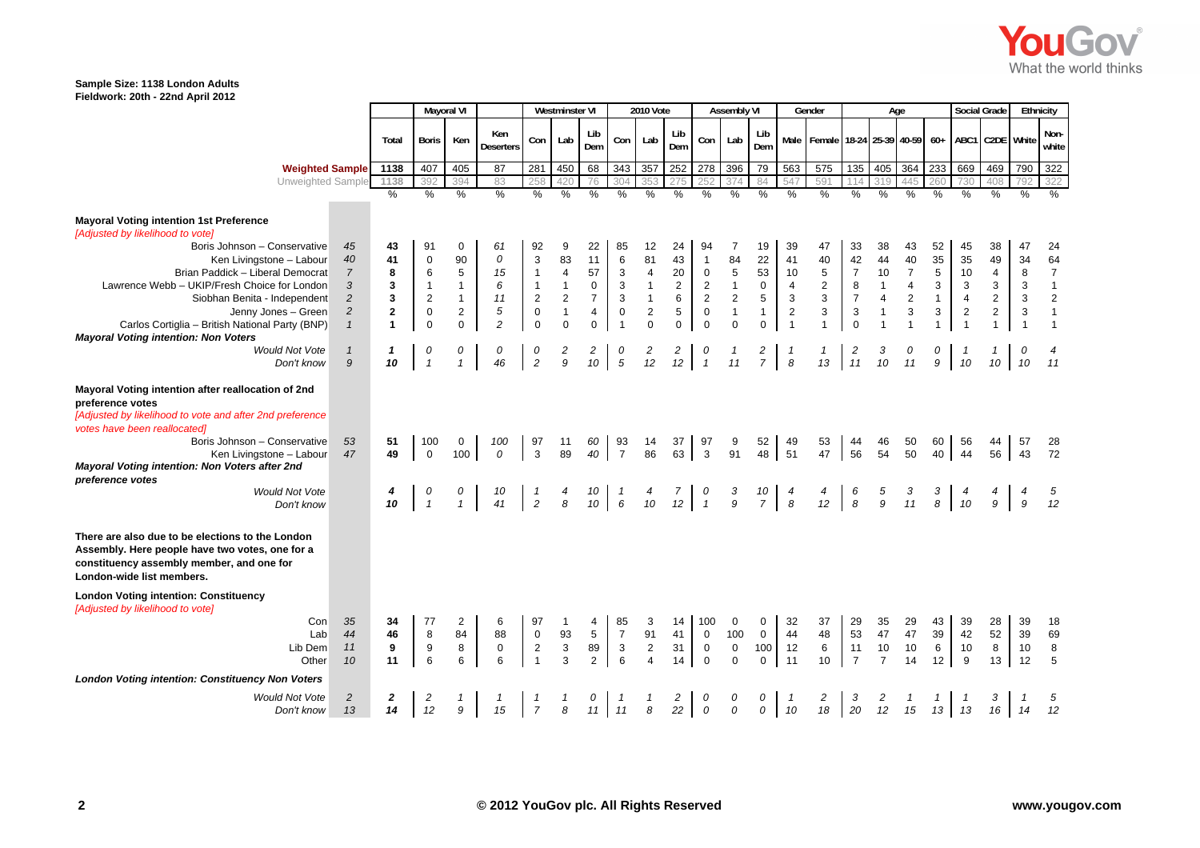Sample Size: 1138 London Adults
Fieldwork: 20th - 22nd April 2012

| | | Total | Mayoral VI | | | Westminster VI | | | 2010 Vote | | | Assembly VI | | | Gender | | Age | | | | Social Grade | | Ethnicity | |
|---|---|---|---|---|---|---|---|---|---|---|---|---|---|---|---|---|---|---|---|---|---|---|---|---|
| | | | Boris | Ken | Ken Deserters | Con | Lab | Lib Dem | Con | Lab | Lib Dem | Con | Lab | Lib Dem | Male | Female | 18-24 | 25-39 | 40-59 | 60+ | ABC1 | C2DE | White | Non-white |
| **Weighted Sample** | | 1138 | 407 | 405 | 87 | 281 | 450 | 68 | 343 | 357 | 252 | 278 | 396 | 79 | 563 | 575 | 135 | 405 | 364 | 233 | 669 | 469 | 790 | 322 |
| Unweighted Sample | | 1138 | 392 | 394 | 83 | 258 | 420 | 76 | 304 | 353 | 275 | 252 | 374 | 84 | 547 | 591 | 114 | 319 | 445 | 260 | 730 | 408 | 792 | 322 |
| | | % | % | % | % | % | % | % | % | % | % | % | % | % | % | % | % | % | % | % | % | % | % | % |
| **Mayoral Voting intention 1st Preference** *[Adjusted by likelihood to vote]* | | | | | | | | | | | | | | | | | | | | | | | | |
| Boris Johnson – Conservative | *45* | 43 | 91 | 0 | 61 | 92 | 9 | 22 | 85 | 12 | 24 | 94 | 7 | 19 | 39 | 47 | 33 | 38 | 43 | 52 | 45 | 38 | 47 | 24 |
| Ken Livingstone – Labour | *40* | 41 | 0 | 90 | 0 | 3 | 83 | 11 | 6 | 81 | 43 | 1 | 84 | 22 | 41 | 40 | 42 | 44 | 40 | 35 | 35 | 49 | 34 | 64 |
| Brian Paddick – Liberal Democrat | *7* | 8 | 6 | 5 | 15 | 1 | 4 | 57 | 3 | 4 | 20 | 0 | 5 | 53 | 10 | 5 | 7 | 10 | 7 | 5 | 10 | 4 | 8 | 7 |
| Lawrence Webb – UKIP/Fresh Choice for London | *3* | 3 | 1 | 1 | 6 | 1 | 1 | 0 | 3 | 1 | 2 | 2 | 1 | 0 | 4 | 2 | 8 | 1 | 4 | 3 | 3 | 3 | 3 | 1 |
| Siobhan Benita - Independent | *2* | 3 | 2 | 1 | 11 | 2 | 2 | 7 | 3 | 1 | 6 | 2 | 2 | 5 | 3 | 3 | 7 | 4 | 2 | 1 | 4 | 2 | 3 | 2 |
| Jenny Jones – Green | *2* | 2 | 0 | 2 | 5 | 0 | 1 | 4 | 0 | 2 | 5 | 0 | 1 | 1 | 2 | 3 | 3 | 1 | 3 | 3 | 2 | 2 | 3 | 1 |
| Carlos Cortiglia – British National Party (BNP) | *1* | 1 | 0 | 0 | 2 | 0 | 0 | 0 | 1 | 0 | 0 | 0 | 0 | 0 | 1 | 1 | 0 | 1 | 1 | 1 | 1 | 1 | 1 | 1 |
| ***Mayoral Voting intention: Non Voters*** | | | | | | | | | | | | | | | | | | | | | | | | |
| *Would Not Vote* | *1* | *1* | *0* | *0* | *0* | *0* | *2* | *2* | *0* | *2* | *2* | *0* | *1* | *2* | *1* | *1* | *2* | *3* | *0* | *0* | *1* | *1* | *0* | *4* |
| *Don't know* | *9* | *10* | *1* | *1* | *46* | *2* | *9* | *10* | *5* | *12* | *12* | *1* | *11* | *7* | *8* | *13* | *11* | *10* | *11* | *9* | *10* | *10* | *10* | *11* |
| **Mayoral Voting intention after reallocation of 2nd preference votes** *[Adjusted by likelihood to vote and after 2nd preference votes have been reallocated]* | | | | | | | | | | | | | | | | | | | | | | | | |
| Boris Johnson – Conservative | *53* | 51 | 100 | 0 | 100 | 97 | 11 | 60 | 93 | 14 | 37 | 97 | 9 | 52 | 49 | 53 | 44 | 46 | 50 | 60 | 56 | 44 | 57 | 28 |
| Ken Livingstone – Labour | *47* | 49 | 0 | 100 | 0 | 3 | 89 | 40 | 7 | 86 | 63 | 3 | 91 | 48 | 51 | 47 | 56 | 54 | 50 | 40 | 44 | 56 | 43 | 72 |
| ***Mayoral Voting intention: Non Voters after 2nd preference votes*** | | | | | | | | | | | | | | | | | | | | | | | | |
| *Would Not Vote* | | *4* | *0* | *0* | *10* | *1* | *4* | *10* | *1* | *4* | *7* | *0* | *3* | *10* | *4* | *4* | *6* | *5* | *3* | *3* | *4* | *4* | *4* | *5* |
| *Don't know* | | *10* | *1* | *1* | *41* | *2* | *8* | *10* | *6* | *10* | *12* | *1* | *9* | *7* | *8* | *12* | *8* | *9* | *11* | *8* | *10* | *9* | *9* | *12* |
| **There are also due to be elections to the London Assembly. Here people have two votes, one for a constituency assembly member, and one for London-wide list members.** | | | | | | | | | | | | | | | | | | | | | | | | |
| **London Voting intention: Constituency** *[Adjusted by likelihood to vote]* | | | | | | | | | | | | | | | | | | | | | | | | |
| Con | *35* | 34 | 77 | 2 | 6 | 97 | 1 | 4 | 85 | 3 | 14 | 100 | 0 | 0 | 32 | 37 | 29 | 35 | 29 | 43 | 39 | 28 | 39 | 18 |
| Lab | *44* | 46 | 8 | 84 | 88 | 0 | 93 | 5 | 7 | 91 | 41 | 0 | 100 | 0 | 44 | 48 | 53 | 47 | 47 | 39 | 42 | 52 | 39 | 69 |
| Lib Dem | *11* | 9 | 9 | 8 | 0 | 2 | 3 | 89 | 3 | 2 | 31 | 0 | 0 | 100 | 12 | 6 | 11 | 10 | 10 | 6 | 10 | 8 | 10 | 8 |
| Other | *10* | 11 | 6 | 6 | 6 | 1 | 3 | 2 | 6 | 4 | 14 | 0 | 0 | 0 | 11 | 10 | 7 | 7 | 14 | 12 | 9 | 13 | 12 | 5 |
| ***London Voting intention: Constituency Non Voters*** | | | | | | | | | | | | | | | | | | | | | | | | |
| *Would Not Vote* | *2* | *2* | *2* | *1* | *1* | *1* | *1* | *0* | *1* | *1* | *2* | *0* | *0* | *0* | *1* | *2* | *3* | *2* | *1* | *1* | *1* | *3* | *1* | *5* |
| *Don't know* | *13* | *14* | *12* | *9* | *15* | *7* | *8* | *11* | *11* | *8* | *22* | *0* | *0* | *0* | *10* | *18* | *20* | *12* | *15* | *13* | *13* | *16* | *14* | *12* |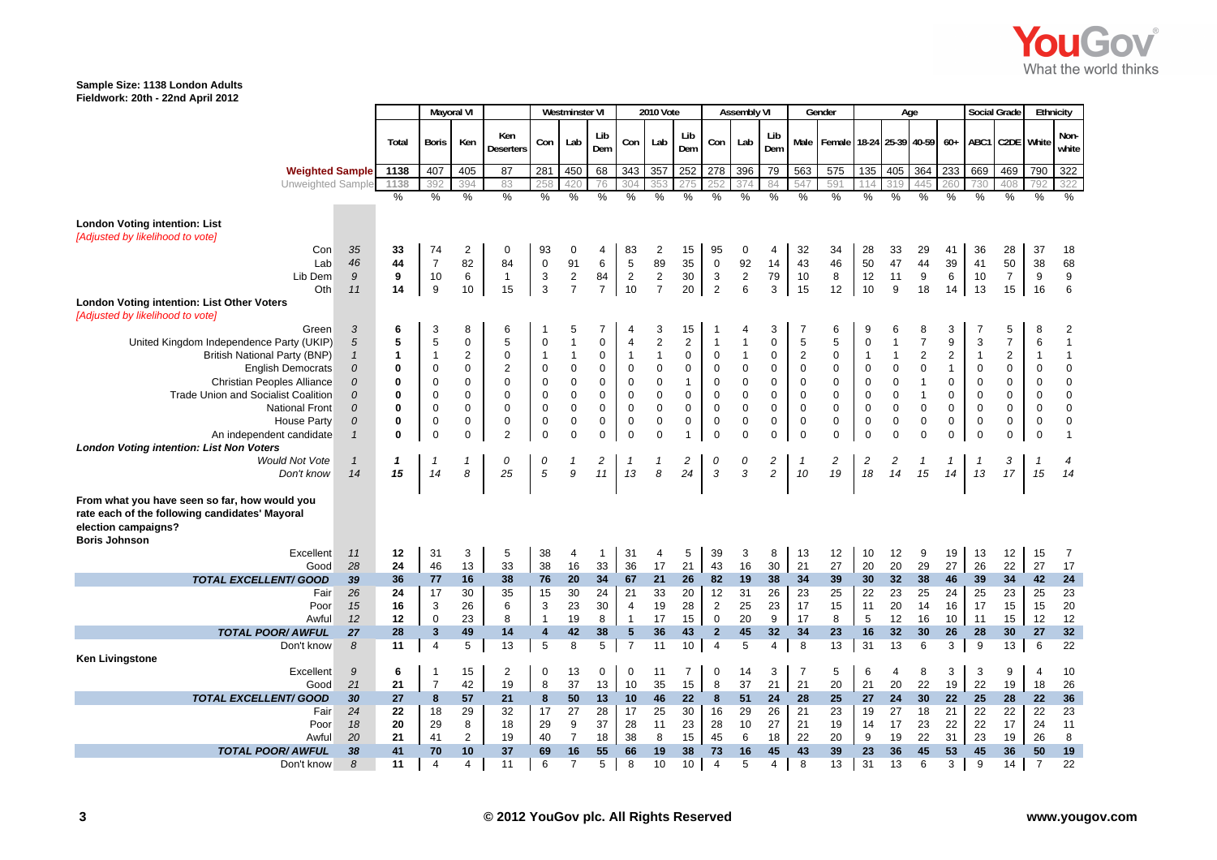Sample Size: 1138 London Adults
Fieldwork: 20th - 22nd April 2012

| | | Total | Mayoral VI | | Ken Deserters | Westminster VI | | | 2010 Vote | | | Assembly VI | | | Gender | | Age | | | | Social Grade | | Ethnicity | |
|---|---|---|---|---|---|---|---|---|---|---|---|---|---|---|---|---|---|---|---|---|---|---|---|---|
| | | | Boris | Ken | | Con | Lab | Lib Dem | Con | Lab | Lib Dem | Con | Lab | Lib Dem | Male | Female | 18-24 | 25-39 | 40-59 | 60+ | ABC1 | C2DE | White | Non-white |
| **Weighted Sample** | | 1138 | 407 | 405 | 87 | 281 | 450 | 68 | 343 | 357 | 252 | 278 | 396 | 79 | 563 | 575 | 135 | 405 | 364 | 233 | 669 | 469 | 790 | 322 |
| Unweighted Sample | | 1138 | 392 | 394 | 83 | 258 | 420 | 76 | 304 | 353 | 275 | 252 | 374 | 84 | 547 | 591 | 114 | 319 | 445 | 260 | 730 | 408 | 792 | 322 |
| | | % | % | % | % | % | % | % | % | % | % | % | % | % | % | % | % | % | % | % | % | % | % | % |
| **London Voting intention: List** *[Adjusted by likelihood to vote]* | | | | | | | | | | | | | | | | | | | | | | | | |
| Con | 35 | 33 | 74 | 2 | 0 | 93 | 0 | 4 | 83 | 2 | 15 | 95 | 0 | 4 | 32 | 34 | 28 | 33 | 29 | 41 | 36 | 28 | 37 | 18 |
| Lab | 46 | 44 | 7 | 82 | 84 | 0 | 91 | 6 | 5 | 89 | 35 | 0 | 92 | 14 | 43 | 46 | 50 | 47 | 44 | 39 | 41 | 50 | 38 | 68 |
| Lib Dem | 9 | 9 | 10 | 6 | 1 | 3 | 2 | 84 | 2 | 2 | 30 | 3 | 2 | 79 | 10 | 8 | 12 | 11 | 9 | 6 | 10 | 7 | 9 | 9 |
| Oth | 11 | 14 | 9 | 10 | 15 | 3 | 7 | 7 | 10 | 7 | 20 | 2 | 6 | 3 | 15 | 12 | 10 | 9 | 18 | 14 | 13 | 15 | 16 | 6 |
| **London Voting intention: List Other Voters** *[Adjusted by likelihood to vote]* | | | | | | | | | | | | | | | | | | | | | | | | |
| Green | 3 | 6 | 3 | 8 | 6 | 1 | 5 | 7 | 4 | 3 | 15 | 1 | 4 | 3 | 7 | 6 | 9 | 6 | 8 | 3 | 7 | 5 | 8 | 2 |
| United Kingdom Independence Party (UKIP) | 5 | 5 | 5 | 0 | 5 | 0 | 1 | 0 | 4 | 2 | 2 | 1 | 1 | 0 | 5 | 5 | 0 | 1 | 7 | 9 | 3 | 7 | 6 | 1 |
| British National Party (BNP) | 1 | 1 | 1 | 2 | 0 | 1 | 1 | 0 | 1 | 1 | 0 | 0 | 1 | 0 | 2 | 0 | 1 | 1 | 2 | 2 | 1 | 2 | 1 | 1 |
| English Democrats | 0 | 0 | 0 | 0 | 2 | 0 | 0 | 0 | 0 | 0 | 0 | 0 | 0 | 0 | 0 | 0 | 0 | 0 | 0 | 1 | 0 | 0 | 0 | 0 |
| Christian Peoples Alliance | 0 | 0 | 0 | 0 | 0 | 0 | 0 | 0 | 0 | 0 | 1 | 0 | 0 | 0 | 0 | 0 | 0 | 0 | 1 | 0 | 0 | 0 | 0 | 0 |
| Trade Union and Socialist Coalition | 0 | 0 | 0 | 0 | 0 | 0 | 0 | 0 | 0 | 0 | 0 | 0 | 0 | 0 | 0 | 0 | 0 | 0 | 1 | 0 | 0 | 0 | 0 | 0 |
| National Front | 0 | 0 | 0 | 0 | 0 | 0 | 0 | 0 | 0 | 0 | 0 | 0 | 0 | 0 | 0 | 0 | 0 | 0 | 0 | 0 | 0 | 0 | 0 | 0 |
| House Party | 0 | 0 | 0 | 0 | 0 | 0 | 0 | 0 | 0 | 0 | 0 | 0 | 0 | 0 | 0 | 0 | 0 | 0 | 0 | 0 | 0 | 0 | 0 | 0 |
| An independent candidate | 1 | 0 | 0 | 0 | 2 | 0 | 0 | 0 | 0 | 0 | 1 | 0 | 0 | 0 | 0 | 0 | 0 | 0 | 0 | 0 | 0 | 0 | 0 | 1 |
| ***London Voting intention: List Non Voters*** | | | | | | | | | | | | | | | | | | | | | | | | |
| *Would Not Vote* | 1 | 1 | 1 | 1 | 0 | 0 | 1 | 2 | 1 | 1 | 2 | 0 | 0 | 2 | 1 | 2 | 2 | 2 | 1 | 1 | 1 | 3 | 1 | 4 |
| *Don't know* | 14 | 15 | 14 | 8 | 25 | 5 | 9 | 11 | 13 | 8 | 24 | 3 | 3 | 2 | 10 | 19 | 18 | 14 | 15 | 14 | 13 | 17 | 15 | 14 |
| **From what you have seen so far, how would you rate each of the following candidates' Mayoral election campaigns?** | | | | | | | | | | | | | | | | | | | | | | | | |
| **Boris Johnson** | | | | | | | | | | | | | | | | | | | | | | | | |
| Excellent | 11 | 12 | 31 | 3 | 5 | 38 | 4 | 1 | 31 | 4 | 5 | 39 | 3 | 8 | 13 | 12 | 10 | 12 | 9 | 19 | 13 | 12 | 15 | 7 |
| Good | 28 | 24 | 46 | 13 | 33 | 38 | 16 | 33 | 36 | 17 | 21 | 43 | 16 | 30 | 21 | 27 | 20 | 20 | 29 | 27 | 26 | 22 | 27 | 17 |
| **TOTAL EXCELLENT/ GOOD** | 39 | 36 | 77 | 16 | 38 | 76 | 20 | 34 | 67 | 21 | 26 | 82 | 19 | 38 | 34 | 39 | 30 | 32 | 38 | 46 | 39 | 34 | 42 | 24 |
| Fair | 26 | 24 | 17 | 30 | 35 | 15 | 30 | 24 | 21 | 33 | 20 | 12 | 31 | 26 | 23 | 25 | 22 | 23 | 25 | 24 | 25 | 23 | 25 | 23 |
| Poor | 15 | 16 | 3 | 26 | 6 | 3 | 23 | 30 | 4 | 19 | 28 | 2 | 25 | 23 | 17 | 15 | 11 | 20 | 14 | 16 | 17 | 15 | 15 | 20 |
| Awful | 12 | 12 | 0 | 23 | 8 | 1 | 19 | 8 | 1 | 17 | 15 | 0 | 20 | 9 | 17 | 8 | 5 | 12 | 16 | 10 | 11 | 15 | 12 | 12 |
| **TOTAL POOR/ AWFUL** | 27 | 28 | 3 | 49 | 14 | 4 | 42 | 38 | 5 | 36 | 43 | 2 | 45 | 32 | 34 | 23 | 16 | 32 | 30 | 26 | 28 | 30 | 27 | 32 |
| Don't know | 8 | 11 | 4 | 5 | 13 | 5 | 8 | 5 | 7 | 11 | 10 | 4 | 5 | 4 | 8 | 13 | 31 | 13 | 6 | 3 | 9 | 13 | 6 | 22 |
| **Ken Livingstone** | | | | | | | | | | | | | | | | | | | | | | | | |
| Excellent | 9 | 6 | 1 | 15 | 2 | 0 | 13 | 0 | 0 | 11 | 7 | 0 | 14 | 3 | 7 | 5 | 6 | 4 | 8 | 3 | 3 | 9 | 4 | 10 |
| Good | 21 | 21 | 7 | 42 | 19 | 8 | 37 | 13 | 10 | 35 | 15 | 8 | 37 | 21 | 21 | 20 | 21 | 20 | 22 | 19 | 22 | 19 | 18 | 26 |
| **TOTAL EXCELLENT/ GOOD** | 30 | 27 | 8 | 57 | 21 | 8 | 50 | 13 | 10 | 46 | 22 | 8 | 51 | 24 | 28 | 25 | 27 | 24 | 30 | 22 | 25 | 28 | 22 | 36 |
| Fair | 24 | 22 | 18 | 29 | 32 | 17 | 27 | 28 | 17 | 25 | 30 | 16 | 29 | 26 | 21 | 23 | 19 | 27 | 18 | 21 | 22 | 22 | 22 | 23 |
| Poor | 18 | 20 | 29 | 8 | 18 | 29 | 9 | 37 | 28 | 11 | 23 | 28 | 10 | 27 | 21 | 19 | 14 | 17 | 23 | 22 | 22 | 17 | 24 | 11 |
| Awful | 20 | 21 | 41 | 2 | 19 | 40 | 7 | 18 | 38 | 8 | 15 | 45 | 6 | 18 | 22 | 20 | 9 | 19 | 22 | 31 | 23 | 19 | 26 | 8 |
| **TOTAL POOR/ AWFUL** | 38 | 41 | 70 | 10 | 37 | 69 | 16 | 55 | 66 | 19 | 38 | 73 | 16 | 45 | 43 | 39 | 23 | 36 | 45 | 53 | 45 | 36 | 50 | 19 |
| Don't know | 8 | 11 | 4 | 4 | 11 | 6 | 7 | 5 | 8 | 10 | 10 | 4 | 5 | 4 | 8 | 13 | 31 | 13 | 6 | 3 | 9 | 14 | 7 | 22 |

© 2012 YouGov plc. All Rights Reserved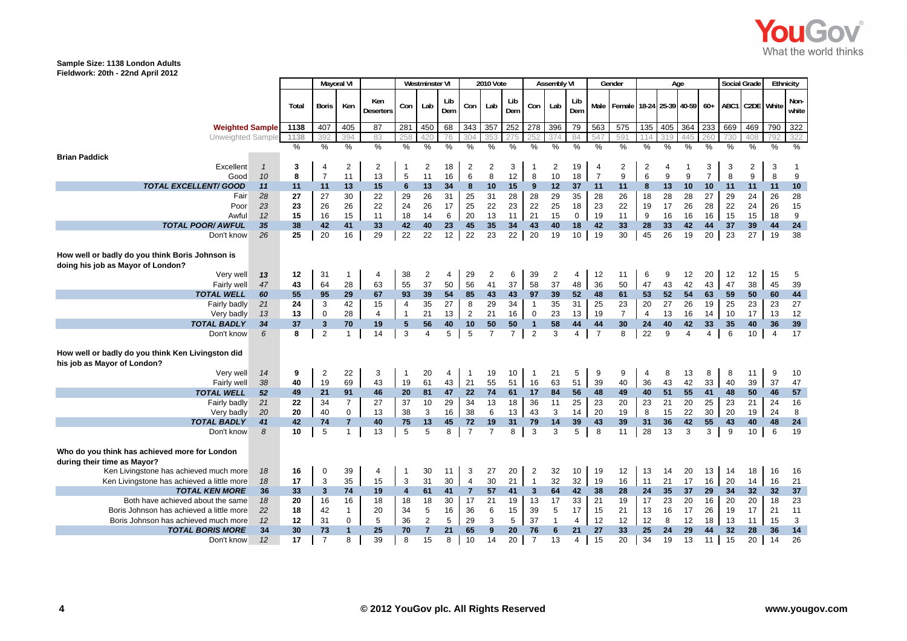Sample Size: 1138 London Adults
Fieldwork: 20th - 22nd April 2012

| | | Total | Mayoral VI | | | Westminster VI | | | 2010 Vote | | | Assembly VI | | | Gender | | Age | | | | Social Grade | | Ethnicity | |
|---|---|---|---|---|---|---|---|---|---|---|---|---|---|---|---|---|---|---|---|---|---|---|---|---|
| | | | Boris | Ken | Ken Deserters | Con | Lab | Lib Dem | Con | Lab | Lib Dem | Con | Lab | Lib Dem | Male | Female | 18-24 | 25-39 | 40-59 | 60+ | ABC1 | C2DE | White | Non-white |
| Weighted Sample | | 1138 | 407 | 405 | 87 | 281 | 450 | 68 | 343 | 357 | 252 | 278 | 396 | 79 | 563 | 575 | 135 | 405 | 364 | 233 | 669 | 469 | 790 | 322 |
| Unweighted Sample | | 1138 | 392 | 394 | 83 | 258 | 420 | 76 | 304 | 353 | 275 | 252 | 374 | 84 | 547 | 591 | 114 | 319 | 445 | 260 | 730 | 408 | 792 | 322 |
| | | % | % | % | % | % | % | % | % | % | % | % | % | % | % | % | % | % | % | % | % | % | % | % |
| **Brian Paddick** | | | | | | | | | | | | | | | | | | | | | | | | |
| Excellent | 1 | 3 | 4 | 2 | 2 | 1 | 2 | 18 | 2 | 2 | 3 | 1 | 2 | 19 | 4 | 2 | 2 | 4 | 1 | 3 | 3 | 2 | 3 | 1 |
| Good | 10 | 8 | 7 | 11 | 13 | 5 | 11 | 16 | 6 | 8 | 12 | 8 | 10 | 18 | 7 | 9 | 6 | 9 | 9 | 7 | 8 | 9 | 8 | 9 |
| **TOTAL EXCELLENT/ GOOD** | 11 | 11 | 11 | 13 | 15 | 6 | 13 | 34 | 8 | 10 | 15 | 9 | 12 | 37 | 11 | 11 | 8 | 13 | 10 | 10 | 11 | 11 | 11 | 10 |
| Fair | 28 | 27 | 27 | 30 | 22 | 29 | 26 | 31 | 25 | 31 | 28 | 28 | 29 | 35 | 28 | 26 | 18 | 28 | 28 | 27 | 29 | 24 | 26 | 28 |
| Poor | 23 | 23 | 26 | 26 | 22 | 24 | 26 | 17 | 25 | 22 | 23 | 22 | 25 | 18 | 23 | 22 | 19 | 17 | 26 | 28 | 22 | 24 | 26 | 15 |
| Awful | 12 | 15 | 16 | 15 | 11 | 18 | 14 | 6 | 20 | 13 | 11 | 21 | 15 | 0 | 19 | 11 | 9 | 16 | 16 | 16 | 15 | 15 | 18 | 9 |
| **TOTAL POOR/ AWFUL** | 35 | 38 | 42 | 41 | 33 | 42 | 40 | 23 | 45 | 35 | 34 | 43 | 40 | 18 | 42 | 33 | 28 | 33 | 42 | 44 | 37 | 39 | 44 | 24 |
| Don't know | 26 | 25 | 20 | 16 | 29 | 22 | 22 | 12 | 22 | 23 | 22 | 20 | 19 | 10 | 19 | 30 | 45 | 26 | 19 | 20 | 23 | 27 | 19 | 38 |
| **How well or badly do you think Boris Johnson is doing his job as Mayor of London?** | | | | | | | | | | | | | | | | | | | | | | | | |
| Very well | 13 | 12 | 31 | 1 | 4 | 38 | 2 | 4 | 29 | 2 | 6 | 39 | 2 | 4 | 12 | 11 | 6 | 9 | 12 | 20 | 12 | 12 | 15 | 5 |
| Fairly well | 47 | 43 | 64 | 28 | 63 | 55 | 37 | 50 | 56 | 41 | 37 | 58 | 37 | 48 | 36 | 50 | 47 | 43 | 42 | 43 | 47 | 38 | 45 | 39 |
| **TOTAL WELL** | 60 | 55 | 95 | 29 | 67 | 93 | 39 | 54 | 85 | 43 | 43 | 97 | 39 | 52 | 48 | 61 | 53 | 52 | 54 | 63 | 59 | 50 | 60 | 44 |
| Fairly badly | 21 | 24 | 3 | 42 | 15 | 4 | 35 | 27 | 8 | 29 | 34 | 1 | 35 | 31 | 25 | 23 | 20 | 27 | 26 | 19 | 25 | 23 | 23 | 27 |
| Very badly | 13 | 13 | 0 | 28 | 4 | 1 | 21 | 13 | 2 | 21 | 16 | 0 | 23 | 13 | 19 | 7 | 4 | 13 | 16 | 14 | 10 | 17 | 13 | 12 |
| **TOTAL BADLY** | 34 | 37 | 3 | 70 | 19 | 5 | 56 | 40 | 10 | 50 | 50 | 1 | 58 | 44 | 44 | 30 | 24 | 40 | 42 | 33 | 35 | 40 | 36 | 39 |
| Don't know | 6 | 8 | 2 | 1 | 14 | 3 | 4 | 5 | 5 | 7 | 7 | 2 | 3 | 4 | 7 | 8 | 22 | 9 | 4 | 4 | 6 | 10 | 4 | 17 |
| **How well or badly do you think Ken Livingston did his job as Mayor of London?** | | | | | | | | | | | | | | | | | | | | | | | | |
| Very well | 14 | 9 | 2 | 22 | 3 | 1 | 20 | 4 | 1 | 19 | 10 | 1 | 21 | 5 | 9 | 9 | 4 | 8 | 13 | 8 | 8 | 11 | 9 | 10 |
| Fairly well | 38 | 40 | 19 | 69 | 43 | 19 | 61 | 43 | 21 | 55 | 51 | 16 | 63 | 51 | 39 | 40 | 36 | 43 | 42 | 33 | 40 | 39 | 37 | 47 |
| **TOTAL WELL** | 52 | 49 | 21 | 91 | 46 | 20 | 81 | 47 | 22 | 74 | 61 | 17 | 84 | 56 | 48 | 49 | 40 | 51 | 55 | 41 | 48 | 50 | 46 | 57 |
| Fairly badly | 21 | 22 | 34 | 7 | 27 | 37 | 10 | 29 | 34 | 13 | 18 | 36 | 11 | 25 | 23 | 20 | 23 | 21 | 20 | 25 | 23 | 21 | 24 | 16 |
| Very badly | 20 | 20 | 40 | 0 | 13 | 38 | 3 | 16 | 38 | 6 | 13 | 43 | 3 | 14 | 20 | 19 | 8 | 15 | 22 | 30 | 20 | 19 | 24 | 8 |
| **TOTAL BADLY** | 41 | 42 | 74 | 7 | 40 | 75 | 13 | 45 | 72 | 19 | 31 | 79 | 14 | 39 | 43 | 39 | 31 | 36 | 42 | 55 | 43 | 40 | 48 | 24 |
| Don't know | 8 | 10 | 5 | 1 | 13 | 5 | 5 | 8 | 7 | 7 | 8 | 3 | 3 | 5 | 8 | 11 | 28 | 13 | 3 | 3 | 9 | 10 | 6 | 19 |
| **Who do you think has achieved more for London during their time as Mayor?** | | | | | | | | | | | | | | | | | | | | | | | | |
| Ken Livingstone has achieved much more | 18 | 16 | 0 | 39 | 4 | 1 | 30 | 11 | 3 | 27 | 20 | 2 | 32 | 10 | 19 | 12 | 13 | 14 | 20 | 13 | 14 | 18 | 16 | 16 |
| Ken Livingstone has achieved a little more | 18 | 17 | 3 | 35 | 15 | 3 | 31 | 30 | 4 | 30 | 21 | 1 | 32 | 32 | 19 | 16 | 11 | 21 | 17 | 16 | 20 | 14 | 16 | 21 |
| **TOTAL KEN MORE** | 36 | 33 | 3 | 74 | 19 | 4 | 61 | 41 | 7 | 57 | 41 | 3 | 64 | 42 | 38 | 28 | 24 | 35 | 37 | 29 | 34 | 32 | 32 | 37 |
| Both have achieved about the same | 18 | 20 | 16 | 16 | 18 | 18 | 18 | 30 | 17 | 21 | 19 | 13 | 17 | 33 | 21 | 19 | 17 | 23 | 20 | 16 | 20 | 20 | 18 | 23 |
| Boris Johnson has achieved a little more | 22 | 18 | 42 | 1 | 20 | 34 | 5 | 16 | 36 | 6 | 15 | 39 | 5 | 17 | 15 | 21 | 13 | 16 | 17 | 26 | 19 | 17 | 21 | 11 |
| Boris Johnson has achieved much more | 12 | 12 | 31 | 0 | 5 | 36 | 2 | 5 | 29 | 3 | 5 | 37 | 1 | 4 | 12 | 12 | 12 | 8 | 12 | 18 | 13 | 11 | 15 | 3 |
| **TOTAL BORIS MORE** | 34 | 30 | 73 | 1 | 25 | 70 | 7 | 21 | 65 | 9 | 20 | 76 | 6 | 21 | 27 | 33 | 25 | 24 | 29 | 44 | 32 | 28 | 36 | 14 |
| Don't know | 12 | 17 | 7 | 8 | 39 | 8 | 15 | 8 | 10 | 14 | 20 | 7 | 13 | 4 | 15 | 20 | 34 | 19 | 13 | 11 | 15 | 20 | 14 | 26 |

© 2012 YouGov plc. All Rights Reserved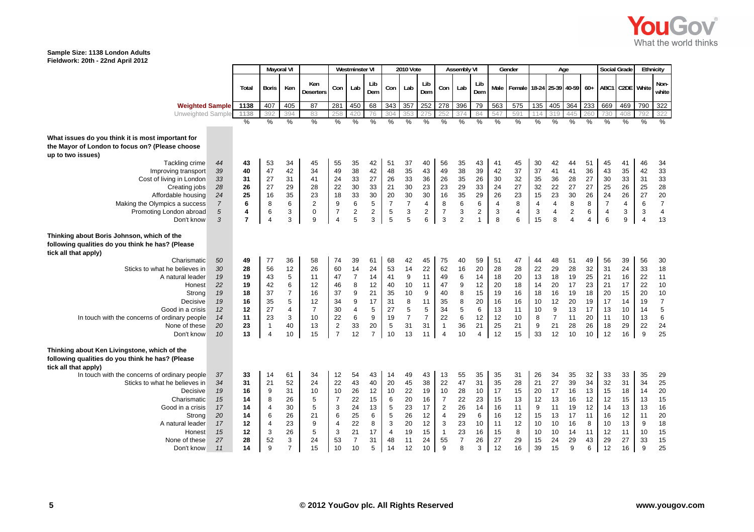Sample Size: 1138 London Adults
Fieldwork: 20th - 22nd April 2012

| | | | Mayoral VI | | | Westminster VI | | | 2010 Vote | | | Assembly VI | | | Gender | | Age | | | | Social Grade | | Ethnicity | |
|---|---|---|---|---|---|---|---|---|---|---|---|---|---|---|---|---|---|---|---|---|---|---|---|---|
| | | Total | Boris | Ken | Ken Deserters | Con | Lab | Lib Dem | Con | Lab | Lib Dem | Con | Lab | Lib Dem | Male | Female | 18-24 | 25-39 | 40-59 | 60+ | ABC1 | C2DE | White | Non-white |
| Weighted Sample | | 1138 | 407 | 405 | 87 | 281 | 450 | 68 | 343 | 357 | 252 | 278 | 396 | 79 | 563 | 575 | 135 | 405 | 364 | 233 | 669 | 469 | 790 | 322 |
| Unweighted Sample | | 1138 | 392 | 394 | 83 | 258 | 420 | 76 | 304 | 353 | 275 | 252 | 374 | 84 | 547 | 591 | 114 | 319 | 445 | 260 | 730 | 408 | 792 | 322 |
| | | % | % | % | % | % | % | % | % | % | % | % | % | % | % | % | % | % | % | % | % | % | % | % |
| **What issues do you think it is most important for the Mayor of London to focus on? (Please choose up to two issues)** | | | | | | | | | | | | | | | | | | | | | | | | |
| Tackling crime | 44 | 43 | 53 | 34 | 45 | 55 | 35 | 42 | 51 | 37 | 40 | 56 | 35 | 43 | 41 | 45 | 30 | 42 | 44 | 51 | 45 | 41 | 46 | 34 |
| Improving transport | 39 | 40 | 47 | 42 | 34 | 49 | 38 | 42 | 48 | 35 | 43 | 49 | 38 | 39 | 42 | 37 | 37 | 41 | 41 | 36 | 43 | 35 | 42 | 33 |
| Cost of living in London | 33 | 31 | 27 | 31 | 41 | 24 | 33 | 27 | 26 | 33 | 36 | 26 | 35 | 26 | 30 | 32 | 35 | 36 | 28 | 27 | 30 | 33 | 31 | 33 |
| Creating jobs | 28 | 26 | 27 | 29 | 28 | 22 | 30 | 33 | 21 | 30 | 23 | 23 | 29 | 33 | 24 | 27 | 32 | 22 | 27 | 27 | 25 | 26 | 25 | 28 |
| Affordable housing | 24 | 25 | 16 | 35 | 23 | 18 | 33 | 30 | 20 | 30 | 30 | 16 | 35 | 29 | 26 | 23 | 15 | 23 | 30 | 26 | 24 | 26 | 27 | 20 |
| Making the Olympics a success | 7 | 6 | 8 | 6 | 2 | 9 | 6 | 5 | 7 | 7 | 4 | 8 | 6 | 6 | 4 | 8 | 4 | 4 | 8 | 8 | 7 | 4 | 6 | 7 |
| Promoting London abroad | 5 | 4 | 6 | 3 | 0 | 7 | 2 | 2 | 5 | 3 | 2 | 7 | 3 | 2 | 3 | 4 | 3 | 4 | 2 | 6 | 4 | 3 | 3 | 4 |
| Don't know | 3 | 7 | 4 | 3 | 9 | 4 | 5 | 3 | 5 | 5 | 6 | 3 | 2 | 1 | 8 | 6 | 15 | 8 | 4 | 4 | 6 | 9 | 4 | 13 |
| **Thinking about Boris Johnson, which of the following qualities do you think he has? (Please tick all that apply)** | | | | | | | | | | | | | | | | | | | | | | | | |
| Charismatic | 50 | 49 | 77 | 36 | 58 | 74 | 39 | 61 | 68 | 42 | 45 | 75 | 40 | 59 | 51 | 47 | 44 | 48 | 51 | 49 | 56 | 39 | 56 | 30 |
| Sticks to what he believes in | 30 | 28 | 56 | 12 | 26 | 60 | 14 | 24 | 53 | 14 | 22 | 62 | 16 | 20 | 28 | 28 | 22 | 29 | 28 | 32 | 31 | 24 | 33 | 18 |
| A natural leader | 19 | 19 | 43 | 5 | 11 | 47 | 7 | 14 | 41 | 9 | 11 | 49 | 6 | 14 | 18 | 20 | 13 | 18 | 19 | 25 | 21 | 16 | 22 | 11 |
| Honest | 22 | 19 | 42 | 6 | 12 | 46 | 8 | 12 | 40 | 10 | 11 | 47 | 9 | 12 | 20 | 18 | 14 | 20 | 17 | 23 | 21 | 17 | 22 | 10 |
| Strong | 19 | 18 | 37 | 7 | 16 | 37 | 9 | 21 | 35 | 10 | 9 | 40 | 8 | 15 | 19 | 16 | 18 | 16 | 19 | 18 | 20 | 15 | 20 | 10 |
| Decisive | 19 | 16 | 35 | 5 | 12 | 34 | 9 | 17 | 31 | 8 | 11 | 35 | 8 | 20 | 16 | 16 | 10 | 12 | 20 | 19 | 17 | 14 | 19 | 7 |
| Good in a crisis | 12 | 12 | 27 | 4 | 7 | 30 | 4 | 5 | 27 | 5 | 5 | 34 | 5 | 6 | 13 | 11 | 10 | 9 | 13 | 17 | 13 | 10 | 14 | 5 |
| In touch with the concerns of ordinary people | 14 | 11 | 23 | 3 | 10 | 22 | 6 | 9 | 19 | 7 | 7 | 22 | 6 | 12 | 12 | 10 | 8 | 7 | 11 | 20 | 11 | 10 | 13 | 6 |
| None of these | 20 | 23 | 1 | 40 | 13 | 2 | 33 | 20 | 5 | 31 | 31 | 1 | 36 | 21 | 25 | 21 | 9 | 21 | 28 | 26 | 18 | 29 | 22 | 24 |
| Don't know | 10 | 13 | 4 | 10 | 15 | 7 | 12 | 7 | 10 | 13 | 11 | 4 | 10 | 4 | 12 | 15 | 33 | 12 | 10 | 10 | 12 | 16 | 9 | 25 |
| **Thinking about Ken Livingstone, which of the following qualities do you think he has? (Please tick all that apply)** | | | | | | | | | | | | | | | | | | | | | | | | |
| In touch with the concerns of ordinary people | 37 | 33 | 14 | 61 | 34 | 12 | 54 | 43 | 14 | 49 | 43 | 13 | 55 | 35 | 35 | 31 | 26 | 34 | 35 | 32 | 33 | 33 | 35 | 29 |
| Sticks to what he believes in | 34 | 31 | 21 | 52 | 24 | 22 | 43 | 40 | 20 | 45 | 38 | 22 | 47 | 31 | 35 | 28 | 21 | 27 | 39 | 34 | 32 | 31 | 34 | 25 |
| Decisive | 19 | 16 | 9 | 31 | 10 | 10 | 26 | 12 | 10 | 22 | 19 | 10 | 28 | 10 | 17 | 15 | 20 | 17 | 16 | 13 | 15 | 18 | 14 | 20 |
| Charismatic | 15 | 14 | 8 | 26 | 5 | 7 | 22 | 15 | 6 | 20 | 16 | 7 | 22 | 23 | 15 | 13 | 12 | 13 | 16 | 12 | 12 | 15 | 13 | 15 |
| Good in a crisis | 17 | 14 | 4 | 30 | 5 | 3 | 24 | 13 | 5 | 23 | 17 | 2 | 26 | 14 | 16 | 11 | 9 | 11 | 19 | 12 | 14 | 13 | 13 | 16 |
| Strong | 20 | 14 | 6 | 26 | 21 | 6 | 25 | 6 | 5 | 26 | 12 | 4 | 29 | 6 | 16 | 12 | 15 | 13 | 17 | 11 | 16 | 12 | 11 | 20 |
| A natural leader | 17 | 12 | 4 | 23 | 9 | 4 | 22 | 8 | 3 | 20 | 12 | 3 | 23 | 10 | 11 | 12 | 10 | 10 | 16 | 8 | 10 | 13 | 9 | 18 |
| Honest | 15 | 12 | 3 | 26 | 5 | 3 | 21 | 17 | 4 | 19 | 15 | 1 | 23 | 16 | 15 | 8 | 10 | 10 | 14 | 11 | 12 | 11 | 10 | 15 |
| None of these | 27 | 28 | 52 | 3 | 24 | 53 | 7 | 31 | 48 | 11 | 24 | 55 | 7 | 26 | 27 | 29 | 15 | 24 | 29 | 43 | 29 | 27 | 33 | 15 |
| Don't know | 11 | 14 | 9 | 7 | 15 | 10 | 10 | 5 | 14 | 12 | 10 | 9 | 8 | 3 | 12 | 16 | 39 | 15 | 9 | 6 | 12 | 16 | 9 | 25 |

© 2012 YouGov plc. All Rights Reserved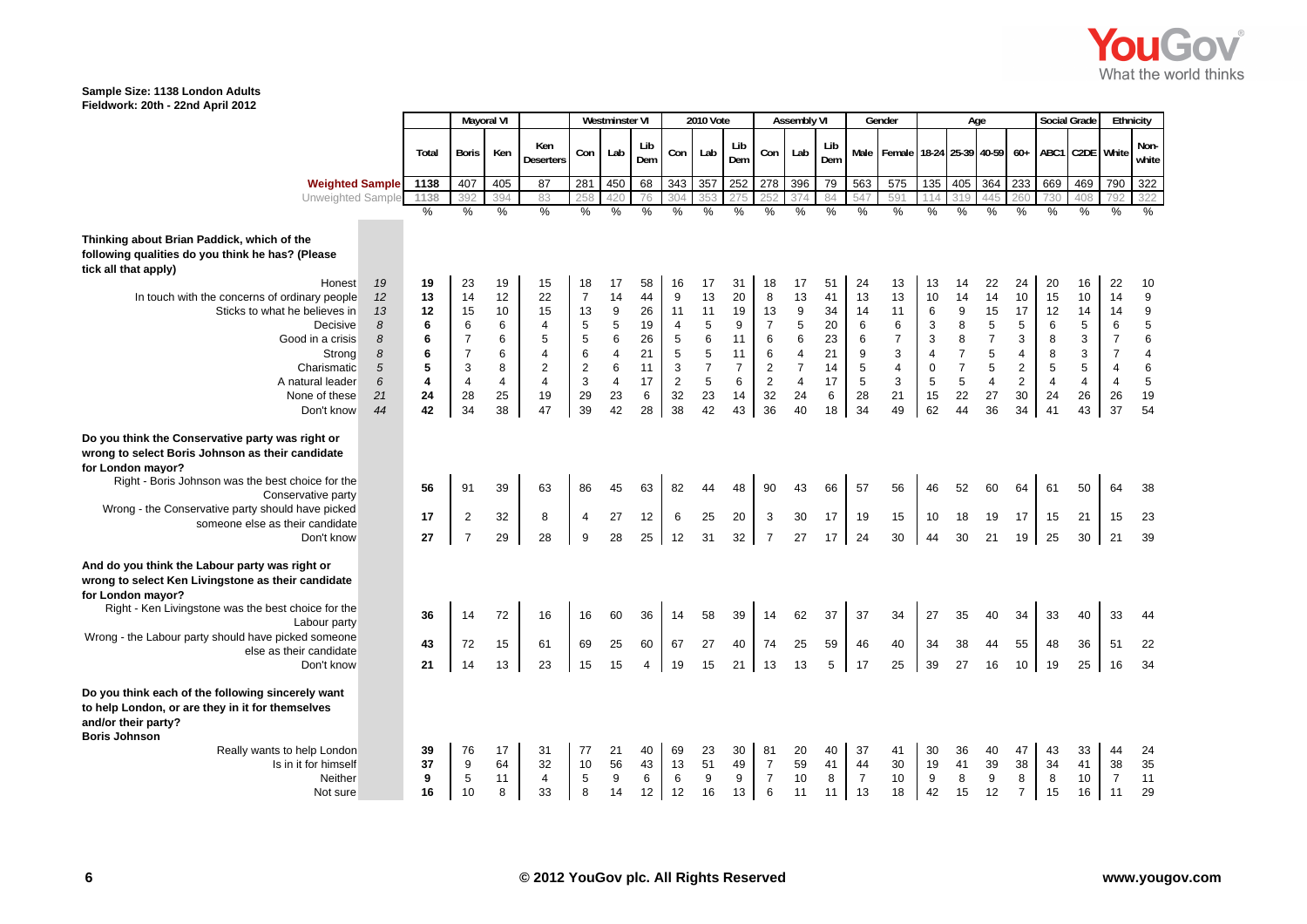**Sample Size: 1138 London Adults**
**Fieldwork: 20th - 22nd April 2012**

| | | Total | Mayoral VI | | | Westminster VI | | | 2010 Vote | | | Assembly VI | | | Gender | | Age | | | | Social Grade | | Ethnicity | |
|---|---|---|---|---|---|---|---|---|---|---|---|---|---|---|---|---|---|---|---|---|---|---|---|---|
| | | | Boris | Ken | Ken Deserters | Con | Lab | Lib Dem | Con | Lab | Lib Dem | Con | Lab | Lib Dem | Male | Female | 18-24 | 25-39 | 40-59 | 60+ | ABC1 | C2DE | White | Non-white |
| Weighted Sample | | 1138 | 407 | 405 | 87 | 281 | 450 | 68 | 343 | 357 | 252 | 278 | 396 | 79 | 563 | 575 | 135 | 405 | 364 | 233 | 669 | 469 | 790 | 322 |
| Unweighted Sample | | 1138 | 392 | 394 | 83 | 258 | 420 | 76 | 304 | 353 | 275 | 252 | 374 | 84 | 547 | 591 | 114 | 319 | 445 | 260 | 730 | 408 | 792 | 322 |
| | | % | % | % | % | % | % | % | % | % | % | % | % | % | % | % | % | % | % | % | % | % | % | % |
| **Thinking about Brian Paddick, which of the following qualities do you think he has? (Please tick all that apply)** | | | | | | | | | | | | | | | | | | | | | | | | |
| Honest | *19* | **19** | 23 | 19 | 15 | 18 | 17 | 58 | 16 | 17 | 31 | 18 | 17 | 51 | 24 | 13 | 13 | 14 | 22 | 24 | 20 | 16 | 22 | 10 |
| In touch with the concerns of ordinary people | *12* | **13** | 14 | 12 | 22 | 7 | 14 | 44 | 9 | 13 | 20 | 8 | 13 | 41 | 13 | 13 | 10 | 14 | 14 | 10 | 15 | 10 | 14 | 9 |
| Sticks to what he believes in | *13* | **12** | 15 | 10 | 15 | 13 | 9 | 26 | 11 | 11 | 19 | 13 | 9 | 34 | 14 | 11 | 6 | 9 | 15 | 17 | 12 | 14 | 14 | 9 |
| Decisive | *8* | **6** | 6 | 6 | 4 | 5 | 5 | 19 | 4 | 5 | 9 | 7 | 5 | 20 | 6 | 6 | 3 | 8 | 5 | 5 | 6 | 5 | 6 | 5 |
| Good in a crisis | *8* | **6** | 7 | 6 | 5 | 5 | 6 | 26 | 5 | 6 | 11 | 6 | 6 | 23 | 6 | 7 | 3 | 8 | 7 | 3 | 8 | 3 | 7 | 6 |
| Strong | *8* | **6** | 7 | 6 | 4 | 6 | 4 | 21 | 5 | 5 | 11 | 6 | 4 | 21 | 9 | 3 | 4 | 7 | 5 | 4 | 8 | 3 | 7 | 4 |
| Charismatic | *5* | **5** | 3 | 8 | 2 | 2 | 6 | 11 | 3 | 7 | 7 | 2 | 7 | 14 | 5 | 4 | 0 | 7 | 5 | 2 | 5 | 5 | 4 | 6 |
| A natural leader | *6* | **4** | 4 | 4 | 4 | 3 | 4 | 17 | 2 | 5 | 6 | 2 | 4 | 17 | 5 | 3 | 5 | 5 | 4 | 2 | 4 | 4 | 4 | 5 |
| None of these | *21* | **24** | 28 | 25 | 19 | 29 | 23 | 6 | 32 | 23 | 14 | 32 | 24 | 6 | 28 | 21 | 15 | 22 | 27 | 30 | 24 | 26 | 26 | 19 |
| Don't know | *44* | **42** | 34 | 38 | 47 | 39 | 42 | 28 | 38 | 42 | 43 | 36 | 40 | 18 | 34 | 49 | 62 | 44 | 36 | 34 | 41 | 43 | 37 | 54 |
| **Do you think the Conservative party was right or wrong to select Boris Johnson as their candidate for London mayor?** | | | | | | | | | | | | | | | | | | | | | | | | |
| Right - Boris Johnson was the best choice for the Conservative party | | **56** | 91 | 39 | 63 | 86 | 45 | 63 | 82 | 44 | 48 | 90 | 43 | 66 | 57 | 56 | 46 | 52 | 60 | 64 | 61 | 50 | 64 | 38 |
| Wrong - the Conservative party should have picked someone else as their candidate | | **17** | 2 | 32 | 8 | 4 | 27 | 12 | 6 | 25 | 20 | 3 | 30 | 17 | 19 | 15 | 10 | 18 | 19 | 17 | 15 | 21 | 15 | 23 |
| Don't know | | **27** | 7 | 29 | 28 | 9 | 28 | 25 | 12 | 31 | 32 | 7 | 27 | 17 | 24 | 30 | 44 | 30 | 21 | 19 | 25 | 30 | 21 | 39 |
| **And do you think the Labour party was right or wrong to select Ken Livingstone as their candidate for London mayor?** | | | | | | | | | | | | | | | | | | | | | | | | |
| Right - Ken Livingstone was the best choice for the Labour party | | **36** | 14 | 72 | 16 | 16 | 60 | 36 | 14 | 58 | 39 | 14 | 62 | 37 | 37 | 34 | 27 | 35 | 40 | 34 | 33 | 40 | 33 | 44 |
| Wrong - the Labour party should have picked someone else as their candidate | | **43** | 72 | 15 | 61 | 69 | 25 | 60 | 67 | 27 | 40 | 74 | 25 | 59 | 46 | 40 | 34 | 38 | 44 | 55 | 48 | 36 | 51 | 22 |
| Don't know | | **21** | 14 | 13 | 23 | 15 | 15 | 4 | 19 | 15 | 21 | 13 | 13 | 5 | 17 | 25 | 39 | 27 | 16 | 10 | 19 | 25 | 16 | 34 |
| **Do you think each of the following sincerely want to help London, or are they in it for themselves and/or their party?** | | | | | | | | | | | | | | | | | | | | | | | | |
| **Boris Johnson** | | | | | | | | | | | | | | | | | | | | | | | | |
| Really wants to help London | | **39** | 76 | 17 | 31 | 77 | 21 | 40 | 69 | 23 | 30 | 81 | 20 | 40 | 37 | 41 | 30 | 36 | 40 | 47 | 43 | 33 | 44 | 24 |
| Is in it for himself | | **37** | 9 | 64 | 32 | 10 | 56 | 43 | 13 | 51 | 49 | 7 | 59 | 41 | 44 | 30 | 19 | 41 | 39 | 38 | 34 | 41 | 38 | 35 |
| Neither | | **9** | 5 | 11 | 4 | 5 | 9 | 6 | 6 | 9 | 9 | 7 | 10 | 8 | 7 | 10 | 9 | 8 | 9 | 8 | 8 | 10 | 7 | 11 |
| Not sure | | **16** | 10 | 8 | 33 | 8 | 14 | 12 | 12 | 16 | 13 | 6 | 11 | 11 | 13 | 18 | 42 | 15 | 12 | 7 | 15 | 16 | 11 | 29 |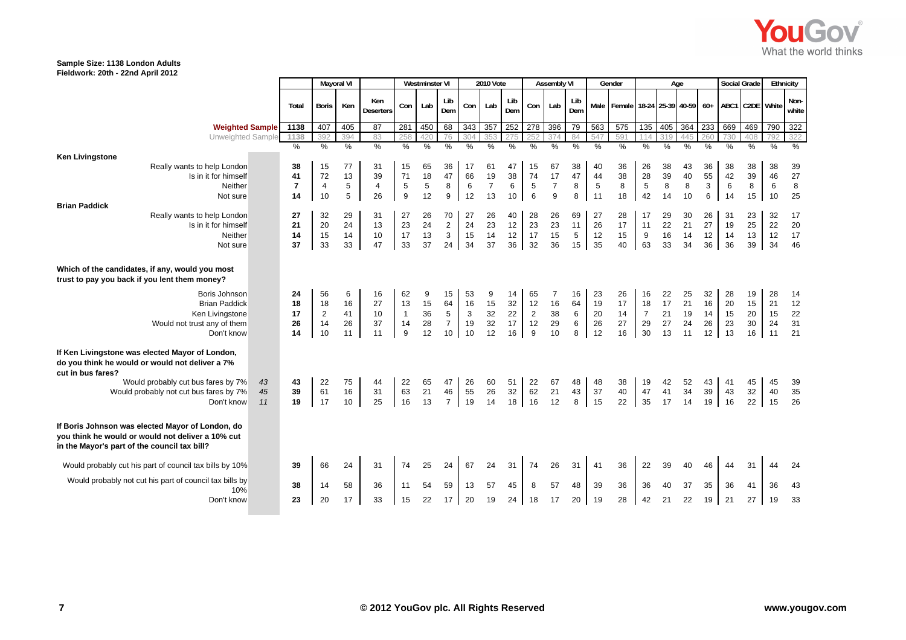**Sample Size: 1138 London Adults**
**Fieldwork: 20th - 22nd April 2012**

| | | Total | Mayoral VI | | | Westminster VI | | | 2010 Vote | | | Assembly VI | | | Gender | | Age | | | | Social Grade | | Ethnicity | |
|---|---|---|---|---|---|---|---|---|---|---|---|---|---|---|---|---|---|---|---|---|---|---|---|---|
| | | | Boris | Ken | Ken Deserters | Con | Lab | Lib Dem | Con | Lab | Lib Dem | Con | Lab | Lib Dem | Male | Female | 18-24 | 25-39 | 40-59 | 60+ | ABC1 | C2DE | White | Non-white |
| Weighted Sample | | 1138 | 407 | 405 | 87 | 281 | 450 | 68 | 343 | 357 | 252 | 278 | 396 | 79 | 563 | 575 | 135 | 405 | 364 | 233 | 669 | 469 | 790 | 322 |
| Unweighted Sample | | 1138 | 392 | 394 | 83 | 258 | 420 | 76 | 304 | 353 | 275 | 252 | 374 | 84 | 547 | 591 | 114 | 319 | 445 | 260 | 730 | 408 | 792 | 322 |
| | | % | % | % | % | % | % | % | % | % | % | % | % | % | % | % | % | % | % | % | % | % | % | % |
| **Ken Livingstone** | | | | | | | | | | | | | | | | | | | | | | | | |
| Really wants to help London | | 38 | 15 | 77 | 31 | 15 | 65 | 36 | 17 | 61 | 47 | 15 | 67 | 38 | 40 | 36 | 26 | 38 | 43 | 36 | 38 | 38 | 38 | 39 |
| Is in it for himself | | 41 | 72 | 13 | 39 | 71 | 18 | 47 | 66 | 19 | 38 | 74 | 17 | 47 | 44 | 38 | 28 | 39 | 40 | 55 | 42 | 39 | 46 | 27 |
| Neither | | 7 | 4 | 5 | 4 | 5 | 5 | 8 | 6 | 7 | 6 | 5 | 7 | 8 | 5 | 8 | 5 | 8 | 8 | 3 | 6 | 8 | 6 | 8 |
| Not sure | | 14 | 10 | 5 | 26 | 9 | 12 | 9 | 12 | 13 | 10 | 6 | 9 | 8 | 11 | 18 | 42 | 14 | 10 | 6 | 14 | 15 | 10 | 25 |
| **Brian Paddick** | | | | | | | | | | | | | | | | | | | | | | | | |
| Really wants to help London | | 27 | 32 | 29 | 31 | 27 | 26 | 70 | 27 | 26 | 40 | 28 | 26 | 69 | 27 | 28 | 17 | 29 | 30 | 26 | 31 | 23 | 32 | 17 |
| Is in it for himself | | 21 | 20 | 24 | 13 | 23 | 24 | 2 | 24 | 23 | 12 | 23 | 23 | 11 | 26 | 17 | 11 | 22 | 21 | 27 | 19 | 25 | 22 | 20 |
| Neither | | 14 | 15 | 14 | 10 | 17 | 13 | 3 | 15 | 14 | 12 | 17 | 15 | 5 | 12 | 15 | 9 | 16 | 14 | 12 | 14 | 13 | 12 | 17 |
| Not sure | | 37 | 33 | 33 | 47 | 33 | 37 | 24 | 34 | 37 | 36 | 32 | 36 | 15 | 35 | 40 | 63 | 33 | 34 | 36 | 36 | 39 | 34 | 46 |
| **Which of the candidates, if any, would you most trust to pay you back if you lent them money?** | | | | | | | | | | | | | | | | | | | | | | | | |
| Boris Johnson | | 24 | 56 | 6 | 16 | 62 | 9 | 15 | 53 | 9 | 14 | 65 | 7 | 16 | 23 | 26 | 16 | 22 | 25 | 32 | 28 | 19 | 28 | 14 |
| Brian Paddick | | 18 | 18 | 16 | 27 | 13 | 15 | 64 | 16 | 15 | 32 | 12 | 16 | 64 | 19 | 17 | 18 | 17 | 21 | 16 | 20 | 15 | 21 | 12 |
| Ken Livingstone | | 17 | 2 | 41 | 10 | 1 | 36 | 5 | 3 | 32 | 22 | 2 | 38 | 6 | 20 | 14 | 7 | 21 | 19 | 14 | 15 | 20 | 15 | 22 |
| Would not trust any of them | | 26 | 14 | 26 | 37 | 14 | 28 | 7 | 19 | 32 | 17 | 12 | 29 | 6 | 26 | 27 | 29 | 27 | 24 | 26 | 23 | 30 | 24 | 31 |
| Don't know | | 14 | 10 | 11 | 11 | 9 | 12 | 10 | 10 | 12 | 16 | 9 | 10 | 8 | 12 | 16 | 30 | 13 | 11 | 12 | 13 | 16 | 11 | 21 |
| **If Ken Livingstone was elected Mayor of London, do you think he would or would not deliver a 7% cut in bus fares?** | | | | | | | | | | | | | | | | | | | | | | | | |
| Would probably cut bus fares by 7% | 43 | 43 | 22 | 75 | 44 | 22 | 65 | 47 | 26 | 60 | 51 | 22 | 67 | 48 | 48 | 38 | 19 | 42 | 52 | 43 | 41 | 45 | 45 | 39 |
| Would probably not cut bus fares by 7% | 45 | 39 | 61 | 16 | 31 | 63 | 21 | 46 | 55 | 26 | 32 | 62 | 21 | 43 | 37 | 40 | 47 | 41 | 34 | 39 | 43 | 32 | 40 | 35 |
| Don't know | 11 | 19 | 17 | 10 | 25 | 16 | 13 | 7 | 19 | 14 | 18 | 16 | 12 | 8 | 15 | 22 | 35 | 17 | 14 | 19 | 16 | 22 | 15 | 26 |
| **If Boris Johnson was elected Mayor of London, do you think he would or would not deliver a 10% cut in the Mayor's part of the council tax bill?** | | | | | | | | | | | | | | | | | | | | | | | | |
| Would probably cut his part of council tax bills by 10% | | 39 | 66 | 24 | 31 | 74 | 25 | 24 | 67 | 24 | 31 | 74 | 26 | 31 | 41 | 36 | 22 | 39 | 40 | 46 | 44 | 31 | 44 | 24 |
| Would probably not cut his part of council tax bills by 10% | | 38 | 14 | 58 | 36 | 11 | 54 | 59 | 13 | 57 | 45 | 8 | 57 | 48 | 39 | 36 | 36 | 40 | 37 | 35 | 36 | 41 | 36 | 43 |
| Don't know | | 23 | 20 | 17 | 33 | 15 | 22 | 17 | 20 | 19 | 24 | 18 | 17 | 20 | 19 | 28 | 42 | 21 | 22 | 19 | 21 | 27 | 19 | 33 |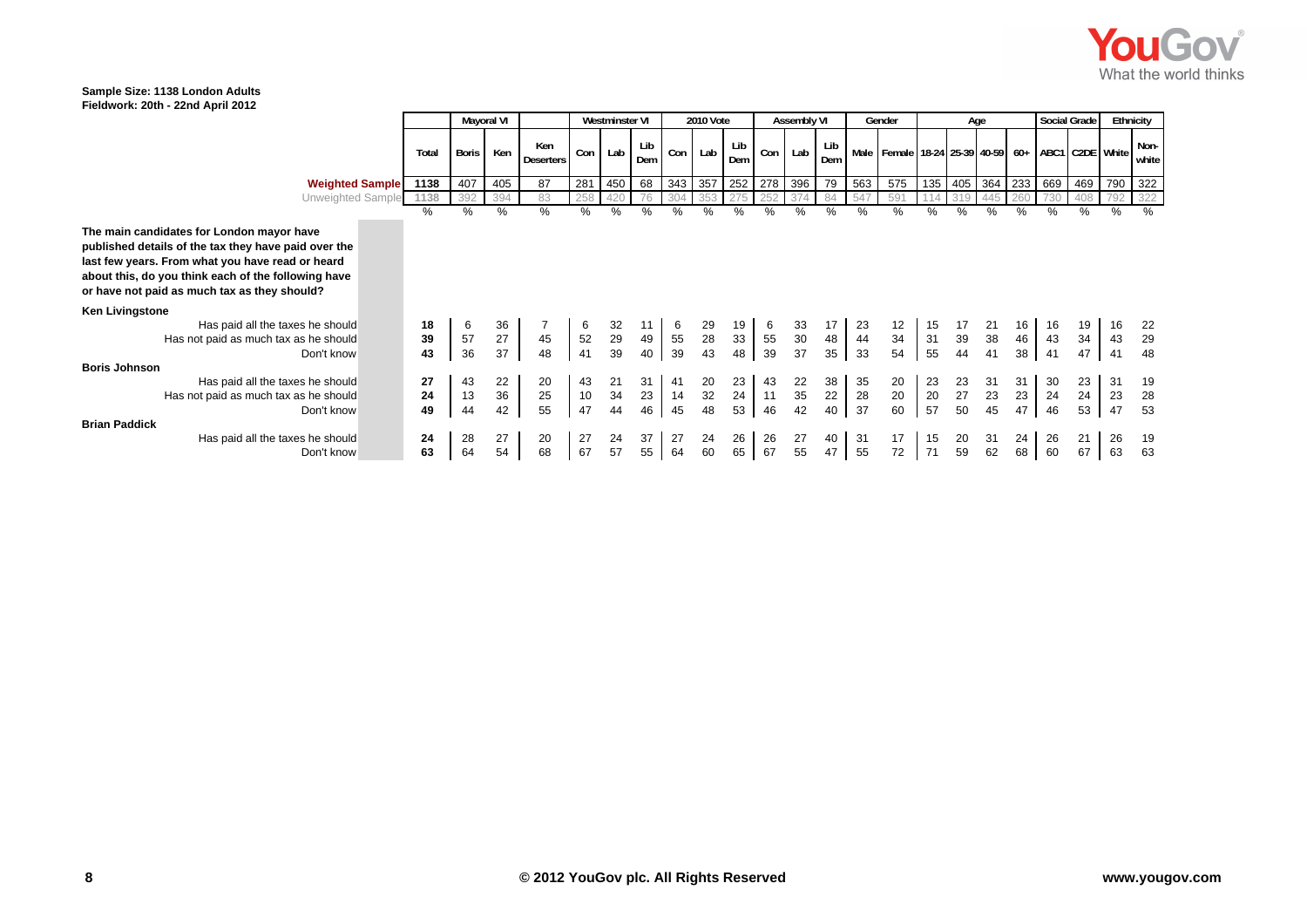Sample Size: 1138 London Adults
Fieldwork: 20th - 22nd April 2012

| | Total | Mayoral VI | | Ken Deserters | Westminster VI | | | 2010 Vote | | | Assembly VI | | | Gender | | Age | | | | Social Grade | | Ethnicity | |
|---|---|---|---|---|---|---|---|---|---|---|---|---|---|---|---|---|---|---|---|---|---|---|---|
| | | Boris | Ken | | Con | Lab | Lib Dem | Con | Lab | Lib Dem | Con | Lab | Lib Dem | Male | Female | 18-24 | 25-39 | 40-59 | 60+ | ABC1 | C2DE | White | Non-white |
| Weighted Sample | 1138 | 407 | 405 | 87 | 281 | 450 | 68 | 343 | 357 | 252 | 278 | 396 | 79 | 563 | 575 | 135 | 405 | 364 | 233 | 669 | 469 | 790 | 322 |
| Unweighted Sample | 1138 | 392 | 394 | 83 | 258 | 420 | 76 | 304 | 353 | 275 | 252 | 374 | 84 | 547 | 591 | 114 | 319 | 445 | 260 | 730 | 408 | 792 | 322 |
| | % | % | % | % | % | % | % | % | % | % | % | % | % | % | % | % | % | % | % | % | % | % | % |
| **The main candidates for London mayor have published details of the tax they have paid over the last few years. From what you have read or heard about this, do you think each of the following have or have not paid as much tax as they should?** | | | | | | | | | | | | | | | | | | | | | | | |
| **Ken Livingstone** | | | | | | | | | | | | | | | | | | | | | | | |
| Has paid all the taxes he should | 18 | 6 | 36 | 7 | 6 | 32 | 11 | 6 | 29 | 19 | 6 | 33 | 17 | 23 | 12 | 15 | 17 | 21 | 16 | 16 | 19 | 16 | 22 |
| Has not paid as much tax as he should | 39 | 57 | 27 | 45 | 52 | 29 | 49 | 55 | 28 | 33 | 55 | 30 | 48 | 44 | 34 | 31 | 39 | 38 | 46 | 43 | 34 | 43 | 29 |
| Don't know | 43 | 36 | 37 | 48 | 41 | 39 | 40 | 39 | 43 | 48 | 39 | 37 | 35 | 33 | 54 | 55 | 44 | 41 | 38 | 41 | 47 | 41 | 48 |
| **Boris Johnson** | | | | | | | | | | | | | | | | | | | | | | | |
| Has paid all the taxes he should | 27 | 43 | 22 | 20 | 43 | 21 | 31 | 41 | 20 | 23 | 43 | 22 | 38 | 35 | 20 | 23 | 23 | 31 | 31 | 30 | 23 | 31 | 19 |
| Has not paid as much tax as he should | 24 | 13 | 36 | 25 | 10 | 34 | 23 | 14 | 32 | 24 | 11 | 35 | 22 | 28 | 20 | 20 | 27 | 23 | 23 | 24 | 24 | 23 | 28 |
| Don't know | 49 | 44 | 42 | 55 | 47 | 44 | 46 | 45 | 48 | 53 | 46 | 42 | 40 | 37 | 60 | 57 | 50 | 45 | 47 | 46 | 53 | 47 | 53 |
| **Brian Paddick** | | | | | | | | | | | | | | | | | | | | | | | |
| Has paid all the taxes he should | 24 | 28 | 27 | 20 | 27 | 24 | 37 | 27 | 24 | 26 | 26 | 27 | 40 | 31 | 17 | 15 | 20 | 31 | 24 | 26 | 21 | 26 | 19 |
| Don't know | 63 | 64 | 54 | 68 | 67 | 57 | 55 | 64 | 60 | 65 | 67 | 55 | 47 | 55 | 72 | 71 | 59 | 62 | 68 | 60 | 67 | 63 | 63 |